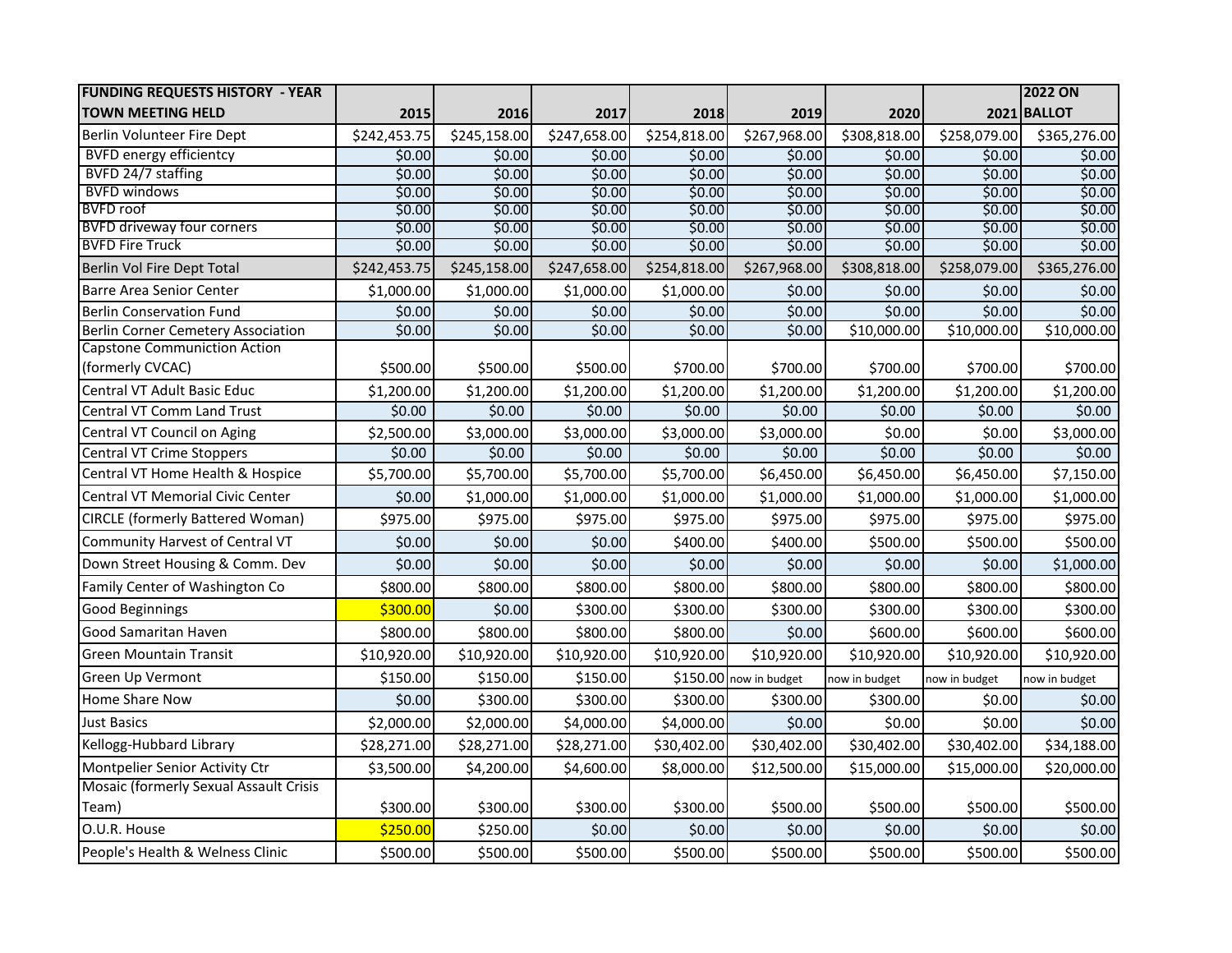| FUNDING REQUESTS HISTORY - YEAR TOWN MEETING HELD | 2015 | 2016 | 2017 | 2018 | 2019 | 2020 | 2021 | 2022 ON BALLOT |
|---|---|---|---|---|---|---|---|---|
| Berlin Volunteer Fire Dept | $242,453.75 | $245,158.00 | $247,658.00 | $254,818.00 | $267,968.00 | $308,818.00 | $258,079.00 | $365,276.00 |
| BVFD energy efficientcy | $0.00 | $0.00 | $0.00 | $0.00 | $0.00 | $0.00 | $0.00 | $0.00 |
| BVFD 24/7 staffing | $0.00 | $0.00 | $0.00 | $0.00 | $0.00 | $0.00 | $0.00 | $0.00 |
| BVFD windows | $0.00 | $0.00 | $0.00 | $0.00 | $0.00 | $0.00 | $0.00 | $0.00 |
| BVFD roof | $0.00 | $0.00 | $0.00 | $0.00 | $0.00 | $0.00 | $0.00 | $0.00 |
| BVFD driveway four corners | $0.00 | $0.00 | $0.00 | $0.00 | $0.00 | $0.00 | $0.00 | $0.00 |
| BVFD Fire Truck | $0.00 | $0.00 | $0.00 | $0.00 | $0.00 | $0.00 | $0.00 | $0.00 |
| Berlin Vol Fire Dept Total | $242,453.75 | $245,158.00 | $247,658.00 | $254,818.00 | $267,968.00 | $308,818.00 | $258,079.00 | $365,276.00 |
| Barre Area Senior Center | $1,000.00 | $1,000.00 | $1,000.00 | $1,000.00 | $0.00 | $0.00 | $0.00 | $0.00 |
| Berlin Conservation Fund | $0.00 | $0.00 | $0.00 | $0.00 | $0.00 | $0.00 | $0.00 | $0.00 |
| Berlin Corner Cemetery Association | $0.00 | $0.00 | $0.00 | $0.00 | $0.00 | $10,000.00 | $10,000.00 | $10,000.00 |
| Capstone Communiction Action (formerly CVCAC) | $500.00 | $500.00 | $500.00 | $700.00 | $700.00 | $700.00 | $700.00 | $700.00 |
| Central VT Adult Basic Educ | $1,200.00 | $1,200.00 | $1,200.00 | $1,200.00 | $1,200.00 | $1,200.00 | $1,200.00 | $1,200.00 |
| Central VT Comm Land Trust | $0.00 | $0.00 | $0.00 | $0.00 | $0.00 | $0.00 | $0.00 | $0.00 |
| Central VT Council on Aging | $2,500.00 | $3,000.00 | $3,000.00 | $3,000.00 | $3,000.00 | $0.00 | $0.00 | $3,000.00 |
| Central VT Crime Stoppers | $0.00 | $0.00 | $0.00 | $0.00 | $0.00 | $0.00 | $0.00 | $0.00 |
| Central VT Home Health & Hospice | $5,700.00 | $5,700.00 | $5,700.00 | $5,700.00 | $6,450.00 | $6,450.00 | $6,450.00 | $7,150.00 |
| Central VT Memorial Civic Center | $0.00 | $1,000.00 | $1,000.00 | $1,000.00 | $1,000.00 | $1,000.00 | $1,000.00 | $1,000.00 |
| CIRCLE (formerly Battered Woman) | $975.00 | $975.00 | $975.00 | $975.00 | $975.00 | $975.00 | $975.00 | $975.00 |
| Community Harvest of Central VT | $0.00 | $0.00 | $0.00 | $400.00 | $400.00 | $500.00 | $500.00 | $500.00 |
| Down Street Housing & Comm. Dev | $0.00 | $0.00 | $0.00 | $0.00 | $0.00 | $0.00 | $0.00 | $1,000.00 |
| Family Center of Washington Co | $800.00 | $800.00 | $800.00 | $800.00 | $800.00 | $800.00 | $800.00 | $800.00 |
| Good Beginnings | $300.00 | $0.00 | $300.00 | $300.00 | $300.00 | $300.00 | $300.00 | $300.00 |
| Good Samaritan Haven | $800.00 | $800.00 | $800.00 | $800.00 | $0.00 | $600.00 | $600.00 | $600.00 |
| Green Mountain Transit | $10,920.00 | $10,920.00 | $10,920.00 | $10,920.00 | $10,920.00 | $10,920.00 | $10,920.00 | $10,920.00 |
| Green Up Vermont | $150.00 | $150.00 | $150.00 | $150.00 | now in budget | now in budget | now in budget | now in budget |
| Home Share Now | $0.00 | $300.00 | $300.00 | $300.00 | $300.00 | $300.00 | $0.00 | $0.00 |
| Just Basics | $2,000.00 | $2,000.00 | $4,000.00 | $4,000.00 | $0.00 | $0.00 | $0.00 | $0.00 |
| Kellogg-Hubbard Library | $28,271.00 | $28,271.00 | $28,271.00 | $30,402.00 | $30,402.00 | $30,402.00 | $30,402.00 | $34,188.00 |
| Montpelier Senior Activity Ctr | $3,500.00 | $4,200.00 | $4,600.00 | $8,000.00 | $12,500.00 | $15,000.00 | $15,000.00 | $20,000.00 |
| Mosaic (formerly Sexual Assault Crisis Team) | $300.00 | $300.00 | $300.00 | $300.00 | $500.00 | $500.00 | $500.00 | $500.00 |
| O.U.R. House | $250.00 | $250.00 | $0.00 | $0.00 | $0.00 | $0.00 | $0.00 | $0.00 |
| People's Health & Welness Clinic | $500.00 | $500.00 | $500.00 | $500.00 | $500.00 | $500.00 | $500.00 | $500.00 |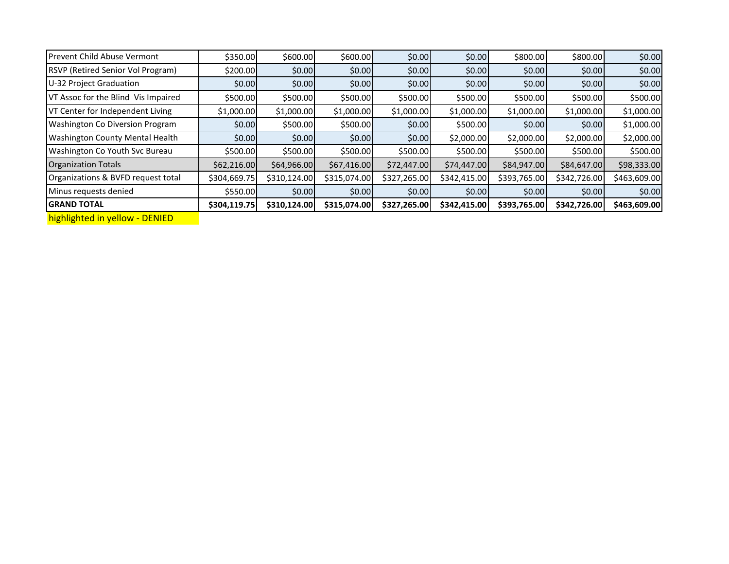| | | | | | | | | |
|---|---|---|---|---|---|---|---|---|
| Prevent Child Abuse Vermont | $350.00 | $600.00 | $600.00 | $0.00 | $0.00 | $800.00 | $800.00 | $0.00 |
| RSVP (Retired Senior Vol Program) | $200.00 | $0.00 | $0.00 | $0.00 | $0.00 | $0.00 | $0.00 | $0.00 |
| U-32 Project Graduation | $0.00 | $0.00 | $0.00 | $0.00 | $0.00 | $0.00 | $0.00 | $0.00 |
| VT Assoc for the Blind Vis Impaired | $500.00 | $500.00 | $500.00 | $500.00 | $500.00 | $500.00 | $500.00 | $500.00 |
| VT Center for Independent Living | $1,000.00 | $1,000.00 | $1,000.00 | $1,000.00 | $1,000.00 | $1,000.00 | $1,000.00 | $1,000.00 |
| Washington Co Diversion Program | $0.00 | $500.00 | $500.00 | $0.00 | $500.00 | $0.00 | $0.00 | $1,000.00 |
| Washington County Mental Health | $0.00 | $0.00 | $0.00 | $0.00 | $2,000.00 | $2,000.00 | $2,000.00 | $2,000.00 |
| Washington Co Youth Svc Bureau | $500.00 | $500.00 | $500.00 | $500.00 | $500.00 | $500.00 | $500.00 | $500.00 |
| Organization Totals | $62,216.00 | $64,966.00 | $67,416.00 | $72,447.00 | $74,447.00 | $84,947.00 | $84,647.00 | $98,333.00 |
| Organizations & BVFD request total | $304,669.75 | $310,124.00 | $315,074.00 | $327,265.00 | $342,415.00 | $393,765.00 | $342,726.00 | $463,609.00 |
| Minus requests denied | $550.00 | $0.00 | $0.00 | $0.00 | $0.00 | $0.00 | $0.00 | $0.00 |
| **GRAND TOTAL** | **$304,119.75** | **$310,124.00** | **$315,074.00** | **$327,265.00** | **$342,415.00** | **$393,765.00** | **$342,726.00** | **$463,609.00** |

highlighted in yellow - DENIED